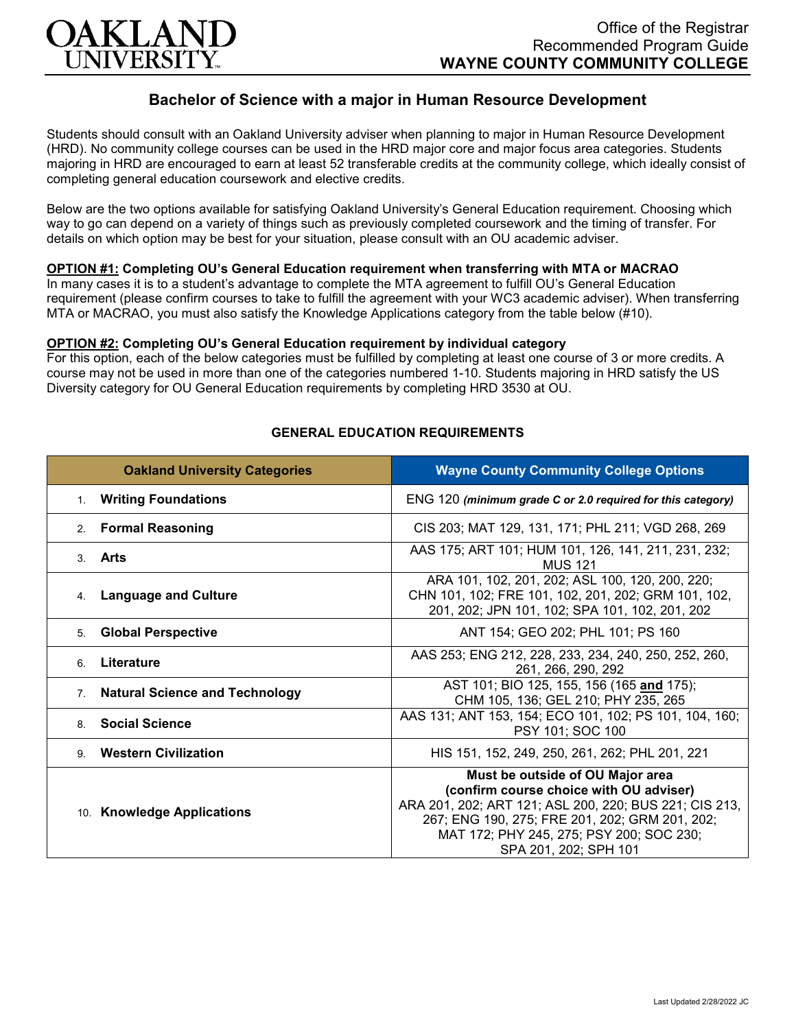# OAKLAND UNIVERSITY

Office of the Registrar
Recommended Program Guide
**WAYNE COUNTY COMMUNITY COLLEGE**

## Bachelor of Science with a major in Human Resource Development

Students should consult with an Oakland University adviser when planning to major in Human Resource Development (HRD). No community college courses can be used in the HRD major core and major focus area categories. Students majoring in HRD are encouraged to earn at least 52 transferable credits at the community college, which ideally consist of completing general education coursework and elective credits.

Below are the two options available for satisfying Oakland University's General Education requirement. Choosing which way to go can depend on a variety of things such as previously completed coursework and the timing of transfer. For details on which option may be best for your situation, please consult with an OU academic adviser.

**OPTION #1: Completing OU's General Education requirement when transferring with MTA or MACRAO**
In many cases it is to a student's advantage to complete the MTA agreement to fulfill OU's General Education requirement (please confirm courses to take to fulfill the agreement with your WC3 academic adviser). When transferring MTA or MACRAO, you must also satisfy the Knowledge Applications category from the table below (#10).

**OPTION #2: Completing OU's General Education requirement by individual category**
For this option, each of the below categories must be fulfilled by completing at least one course of 3 or more credits. A course may not be used in more than one of the categories numbered 1-10. Students majoring in HRD satisfy the US Diversity category for OU General Education requirements by completing HRD 3530 at OU.

### GENERAL EDUCATION REQUIREMENTS

| Oakland University Categories | Wayne County Community College Options |
|---|---|
| 1. **Writing Foundations** | ENG 120 *(minimum grade C or 2.0 required for this category)* |
| 2. **Formal Reasoning** | CIS 203; MAT 129, 131, 171; PHL 211; VGD 268, 269 |
| 3. **Arts** | AAS 175; ART 101; HUM 101, 126, 141, 211, 231, 232; MUS 121 |
| 4. **Language and Culture** | ARA 101, 102, 201, 202; ASL 100, 120, 200, 220; CHN 101, 102; FRE 101, 102, 201, 202; GRM 101, 102, 201, 202; JPN 101, 102; SPA 101, 102, 201, 202 |
| 5. **Global Perspective** | ANT 154; GEO 202; PHL 101; PS 160 |
| 6. **Literature** | AAS 253; ENG 212, 228, 233, 234, 240, 250, 252, 260, 261, 266, 290, 292 |
| 7. **Natural Science and Technology** | AST 101; BIO 125, 155, 156 (165 **and** 175); CHM 105, 136; GEL 210; PHY 235, 265 |
| 8. **Social Science** | AAS 131; ANT 153, 154; ECO 101, 102; PS 101, 104, 160; PSY 101; SOC 100 |
| 9. **Western Civilization** | HIS 151, 152, 249, 250, 261, 262; PHL 201, 221 |
| 10. **Knowledge Applications** | **Must be outside of OU Major area (confirm course choice with OU adviser)** ARA 201, 202; ART 121; ASL 200, 220; BUS 221; CIS 213, 267; ENG 190, 275; FRE 201, 202; GRM 201, 202; MAT 172; PHY 245, 275; PSY 200; SOC 230; SPA 201, 202; SPH 101 |

Last Updated 2/28/2022 JC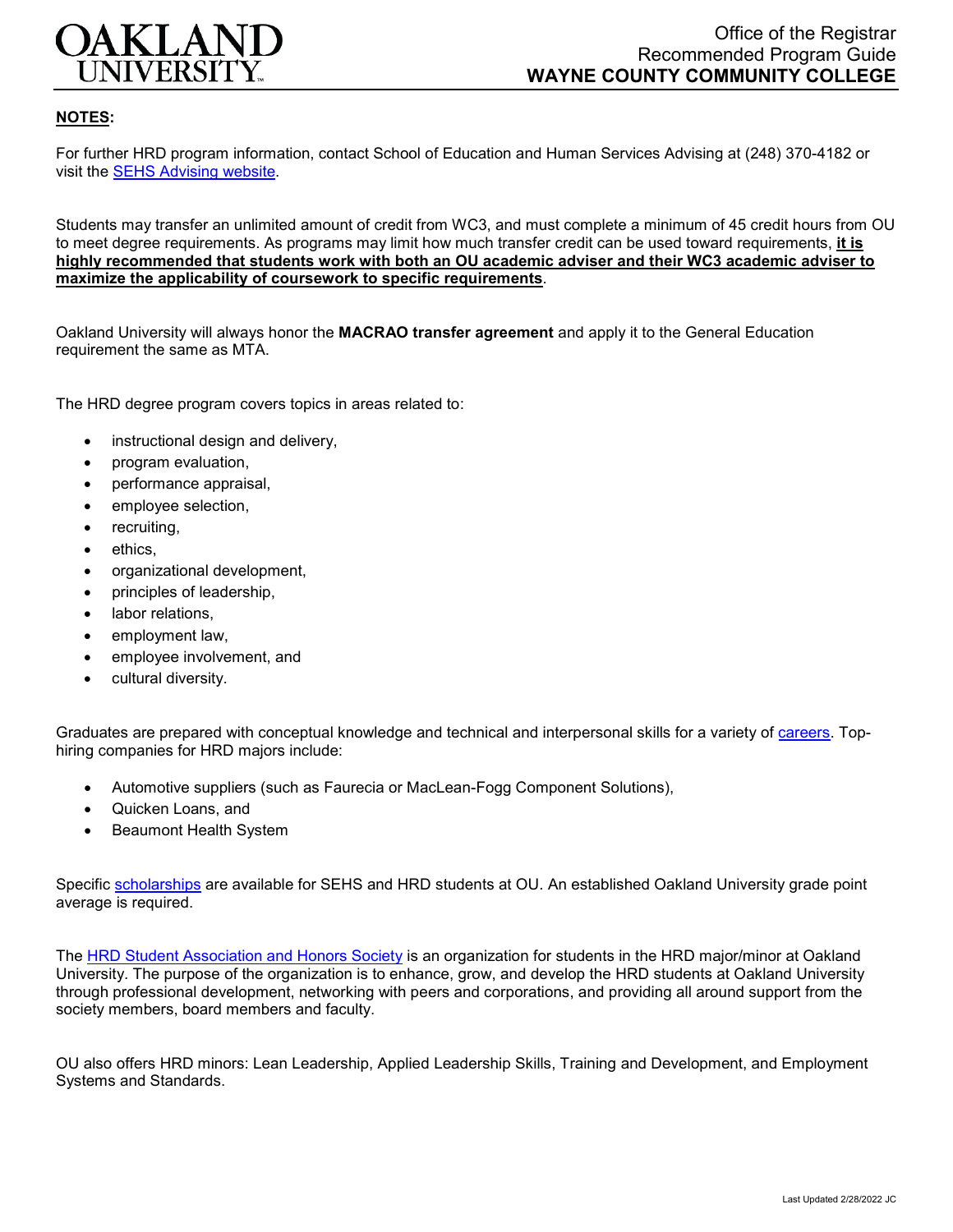**NOTES:**

For further HRD program information, contact School of Education and Human Services Advising at (248) 370-4182 or visit the SEHS Advising website.

Students may transfer an unlimited amount of credit from WC3, and must complete a minimum of 45 credit hours from OU to meet degree requirements. As programs may limit how much transfer credit can be used toward requirements, **it is highly recommended that students work with both an OU academic adviser and their WC3 academic adviser to maximize the applicability of coursework to specific requirements**.

Oakland University will always honor the **MACRAO transfer agreement** and apply it to the General Education requirement the same as MTA.

The HRD degree program covers topics in areas related to:

- instructional design and delivery,
- program evaluation,
- performance appraisal,
- employee selection,
- recruiting,
- ethics,
- organizational development,
- principles of leadership,
- labor relations,
- employment law,
- employee involvement, and
- cultural diversity.

Graduates are prepared with conceptual knowledge and technical and interpersonal skills for a variety of careers. Top-hiring companies for HRD majors include:

- Automotive suppliers (such as Faurecia or MacLean-Fogg Component Solutions),
- Quicken Loans, and
- Beaumont Health System

Specific scholarships are available for SEHS and HRD students at OU. An established Oakland University grade point average is required.

The HRD Student Association and Honors Society is an organization for students in the HRD major/minor at Oakland University. The purpose of the organization is to enhance, grow, and develop the HRD students at Oakland University through professional development, networking with peers and corporations, and providing all around support from the society members, board members and faculty.

OU also offers HRD minors: Lean Leadership, Applied Leadership Skills, Training and Development, and Employment Systems and Standards.

Last Updated 2/28/2022 JC